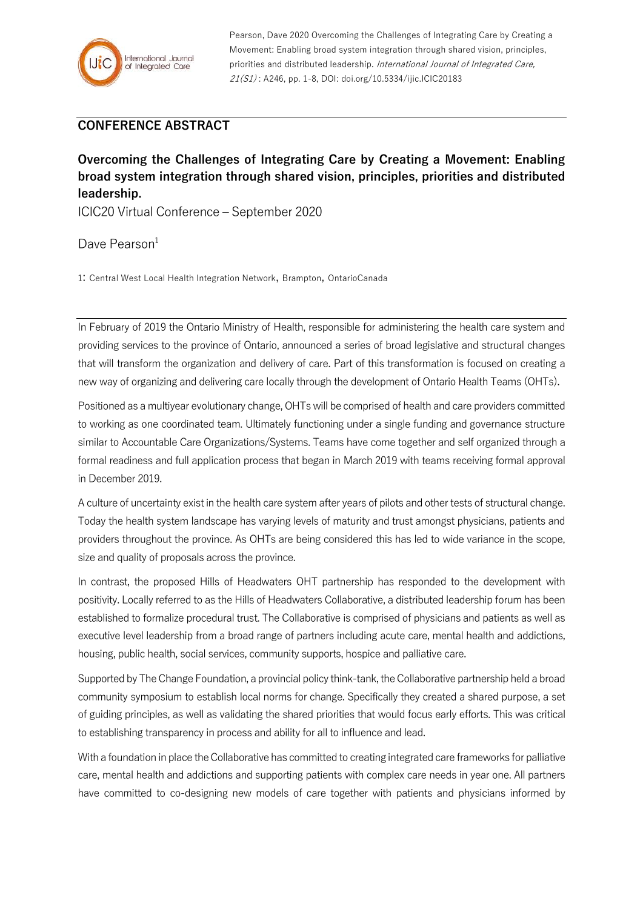Pearson, Dave 2020 Overcoming the Challenges of Integrating Care by Creating a Movement: Enabling broad system integration through shared vision, principles, priorities and distributed leadership. *International Journal of Integrated Care, 21(S1)* : A246, pp. 1-8, DOI: doi.org/10.5334/ijic.ICIC20183

## CONFERENCE ABSTRACT

# Overcoming the Challenges of Integrating Care by Creating a Movement: Enabling broad system integration through shared vision, principles, priorities and distributed leadership.

ICIC20 Virtual Conference – September 2020

Dave Pearson[1]

1: Central West Local Health Integration Network, Brampton, OntarioCanada

In February of 2019 the Ontario Ministry of Health, responsible for administering the health care system and providing services to the province of Ontario, announced a series of broad legislative and structural changes that will transform the organization and delivery of care. Part of this transformation is focused on creating a new way of organizing and delivering care locally through the development of Ontario Health Teams (OHTs).

Positioned as a multiyear evolutionary change, OHTs will be comprised of health and care providers committed to working as one coordinated team. Ultimately functioning under a single funding and governance structure similar to Accountable Care Organizations/Systems. Teams have come together and self organized through a formal readiness and full application process that began in March 2019 with teams receiving formal approval in December 2019.

A culture of uncertainty exist in the health care system after years of pilots and other tests of structural change. Today the health system landscape has varying levels of maturity and trust amongst physicians, patients and providers throughout the province. As OHTs are being considered this has led to wide variance in the scope, size and quality of proposals across the province.

In contrast, the proposed Hills of Headwaters OHT partnership has responded to the development with positivity. Locally referred to as the Hills of Headwaters Collaborative, a distributed leadership forum has been established to formalize procedural trust. The Collaborative is comprised of physicians and patients as well as executive level leadership from a broad range of partners including acute care, mental health and addictions, housing, public health, social services, community supports, hospice and palliative care.

Supported by The Change Foundation, a provincial policy think-tank, the Collaborative partnership held a broad community symposium to establish local norms for change. Specifically they created a shared purpose, a set of guiding principles, as well as validating the shared priorities that would focus early efforts. This was critical to establishing transparency in process and ability for all to influence and lead.

With a foundation in place the Collaborative has committed to creating integrated care frameworks for palliative care, mental health and addictions and supporting patients with complex care needs in year one. All partners have committed to co-designing new models of care together with patients and physicians informed by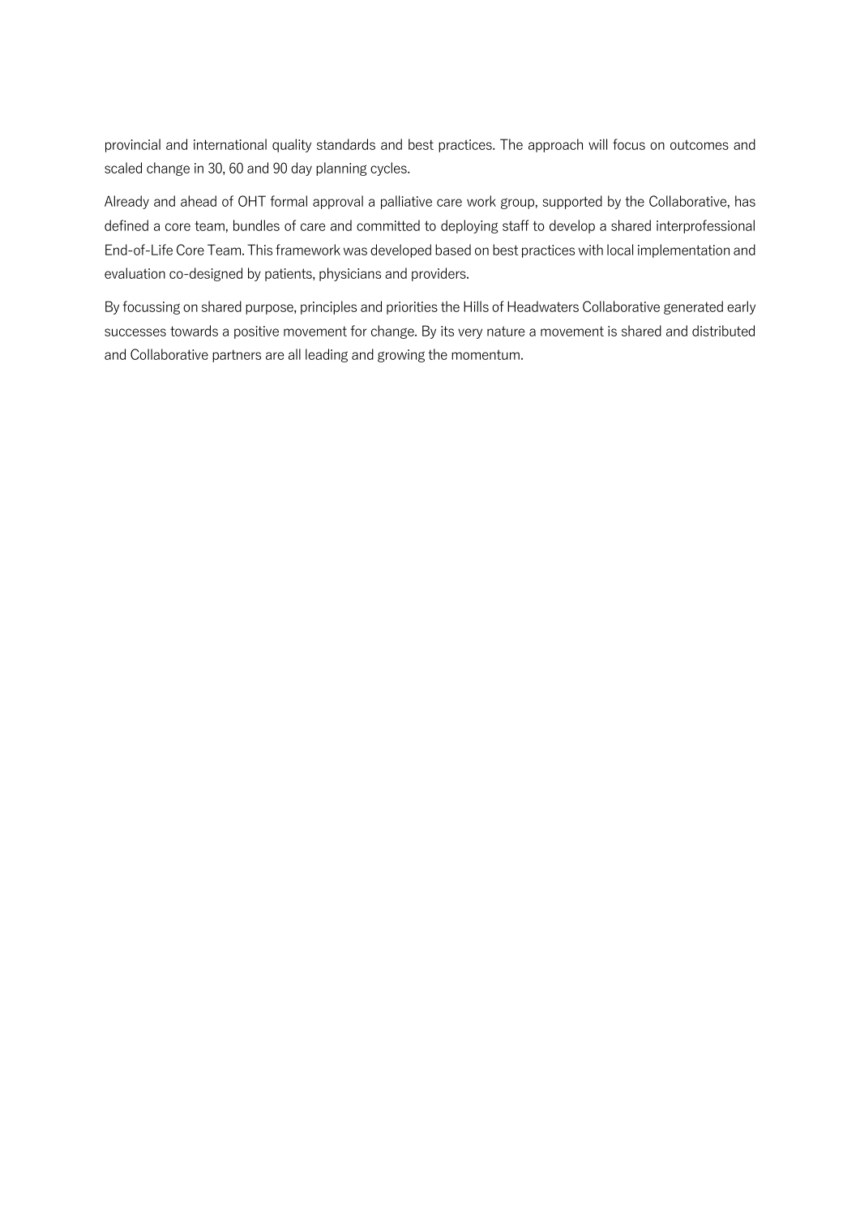provincial and international quality standards and best practices. The approach will focus on outcomes and scaled change in 30, 60 and 90 day planning cycles.

Already and ahead of OHT formal approval a palliative care work group, supported by the Collaborative, has defined a core team, bundles of care and committed to deploying staff to develop a shared interprofessional End-of-Life Core Team. This framework was developed based on best practices with local implementation and evaluation co-designed by patients, physicians and providers.

By focussing on shared purpose, principles and priorities the Hills of Headwaters Collaborative generated early successes towards a positive movement for change. By its very nature a movement is shared and distributed and Collaborative partners are all leading and growing the momentum.